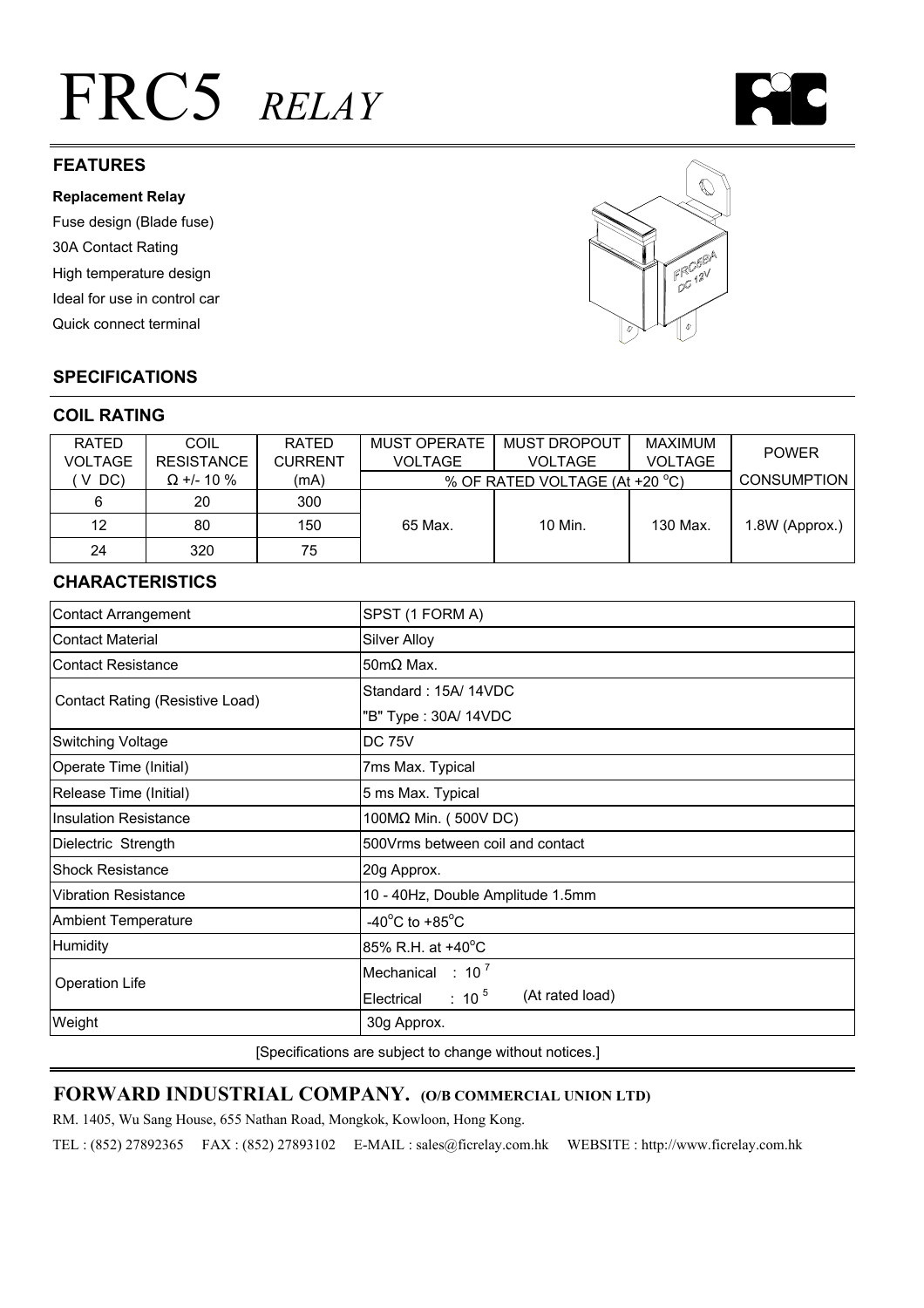# FRC5 *RELAY*

## FEATURES

**Replacement Relay**

Fuse design (Blade fuse)

30A Contact Rating

High temperature design

Ideal for use in control car

Quick connect terminal

## SPECIFICATIONS

### COIL RATING

| RATED VOLTAGE ( V DC) | COIL RESISTANCE Ω +/- 10 % | RATED CURRENT (mA) | MUST OPERATE VOLTAGE | MUST DROPOUT VOLTAGE | MAXIMUM VOLTAGE | POWER CONSUMPTION |
|---|---|---|---|---|---|---|
| | | | % OF RATED VOLTAGE (At +20 °C) | | | |
| 6 | 20 | 300 | 65 Max. | 10 Min. | 130 Max. | 1.8W (Approx.) |
| 12 | 80 | 150 | | | | |
| 24 | 320 | 75 | | | | |

### CHARACTERISTICS

| | |
|---|---|
| Contact Arrangement | SPST (1 FORM A) |
| Contact Material | Silver Alloy |
| Contact Resistance | 50mΩ Max. |
| Contact Rating (Resistive Load) | Standard : 15A/ 14VDC<br>"B" Type : 30A/ 14VDC |
| Switching Voltage | DC 75V |
| Operate Time (Initial) | 7ms Max. Typical |
| Release Time (Initial) | 5 ms Max. Typical |
| Insulation Resistance | 100MΩ Min. ( 500V DC) |
| Dielectric Strength | 500Vrms between coil and contact |
| Shock Resistance | 20g Approx. |
| Vibration Resistance | 10 - 40Hz, Double Amplitude 1.5mm |
| Ambient Temperature | -40°C to +85°C |
| Humidity | 85% R.H. at +40°C |
| Operation Life | Mechanical : $10^7$<br>Electrical : $10^5$ (At rated load) |
| Weight | 30g Approx. |

[Specifications are subject to change without notices.]

## FORWARD INDUSTRIAL COMPANY. (O/B COMMERCIAL UNION LTD)

RM. 1405, Wu Sang House, 655 Nathan Road, Mongkok, Kowloon, Hong Kong.

TEL : (852) 27892365 FAX : (852) 27893102 E-MAIL : sales@ficrelay.com.hk WEBSITE : http://www.ficrelay.com.hk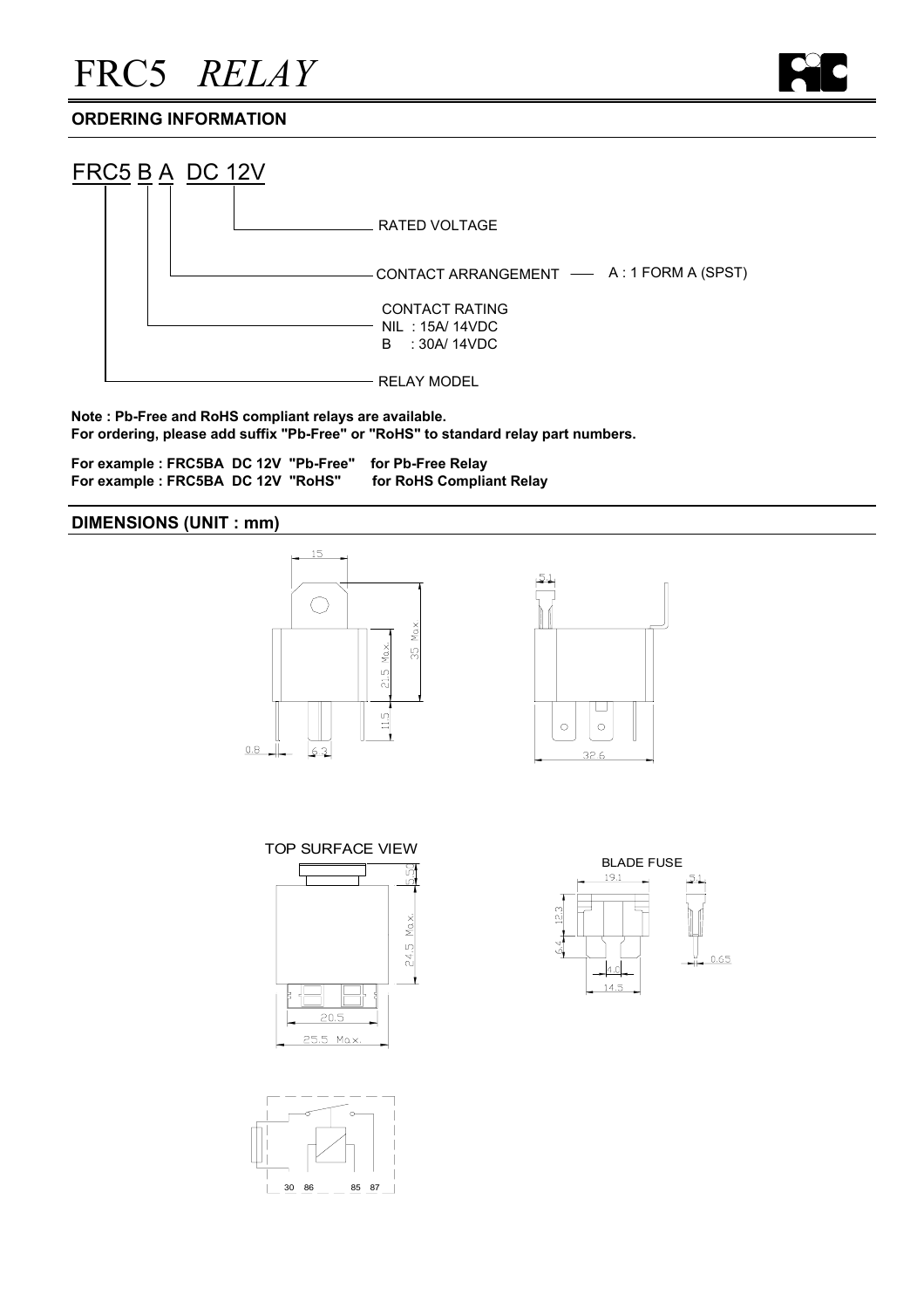# FRC5 *RELAY*

## ORDERING INFORMATION

FRC5 B A DC 12V

- RATED VOLTAGE
- CONTACT ARRANGEMENT — A : 1 FORM A (SPST)
- CONTACT RATING
  - NIL : 15A/ 14VDC
  - B : 30A/ 14VDC
- RELAY MODEL

**Note : Pb-Free and RoHS compliant relays are available.**
**For ordering, please add suffix "Pb-Free" or "RoHS" to standard relay part numbers.**

**For example : FRC5BA DC 12V "Pb-Free" for Pb-Free Relay**
**For example : FRC5BA DC 12V "RoHS" for RoHS Compliant Relay**

## DIMENSIONS (UNIT : mm)

15
35 Max.
21.5 Max.
11.5
0.8
6.3

5.1
32.6

TOP SURFACE VIEW
5.5
24.5 Max.
20.5
25.5 Max.

BLADE FUSE
19.1
5.1
12.3
6.4
4.0
14.5
0.65

30 86 85 87